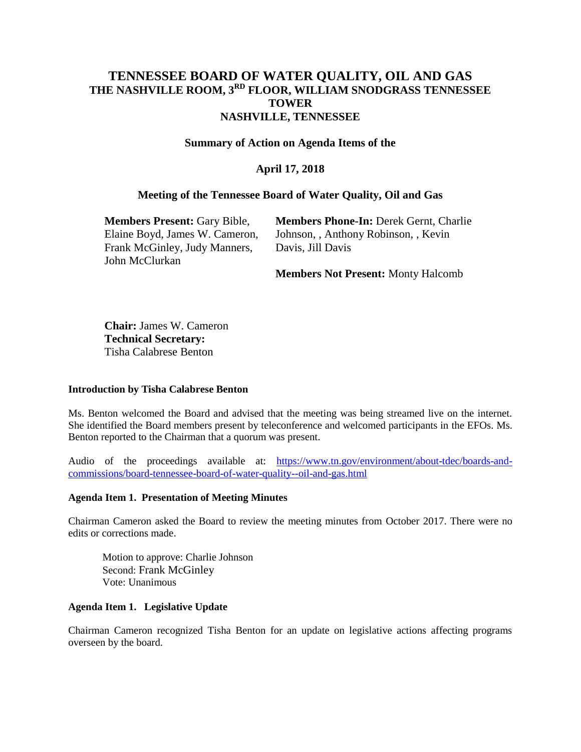# TENNESSEE BOARD OF WATER QUALITY, OIL AND GAS
## THE NASHVILLE ROOM, 3RD FLOOR, WILLIAM SNODGRASS TENNESSEE TOWER
## NASHVILLE, TENNESSEE

**Summary of Action on Agenda Items of the**

**April 17, 2018**

**Meeting of the Tennessee Board of Water Quality, Oil and Gas**

**Members Present:** Gary Bible, Elaine Boyd, James W. Cameron, Frank McGinley, Judy Manners, John McClurkan

**Members Phone-In:** Derek Gernt, Charlie Johnson, , Anthony Robinson, , Kevin Davis, Jill Davis

**Members Not Present:** Monty Halcomb

**Chair:** James W. Cameron
**Technical Secretary:**
Tisha Calabrese Benton

#### Introduction by Tisha Calabrese Benton

Ms. Benton welcomed the Board and advised that the meeting was being streamed live on the internet. She identified the Board members present by teleconference and welcomed participants in the EFOs. Ms. Benton reported to the Chairman that a quorum was present.

Audio of the proceedings available at: [https://www.tn.gov/environment/about-tdec/boards-and-commissions/board-tennessee-board-of-water-quality--oil-and-gas.html](https://www.tn.gov/environment/about-tdec/boards-and-commissions/board-tennessee-board-of-water-quality--oil-and-gas.html)

#### Agenda Item 1. Presentation of Meeting Minutes

Chairman Cameron asked the Board to review the meeting minutes from October 2017. There were no edits or corrections made.

Motion to approve: Charlie Johnson
Second: Frank McGinley
Vote: Unanimous

#### Agenda Item 1. Legislative Update

Chairman Cameron recognized Tisha Benton for an update on legislative actions affecting programs overseen by the board.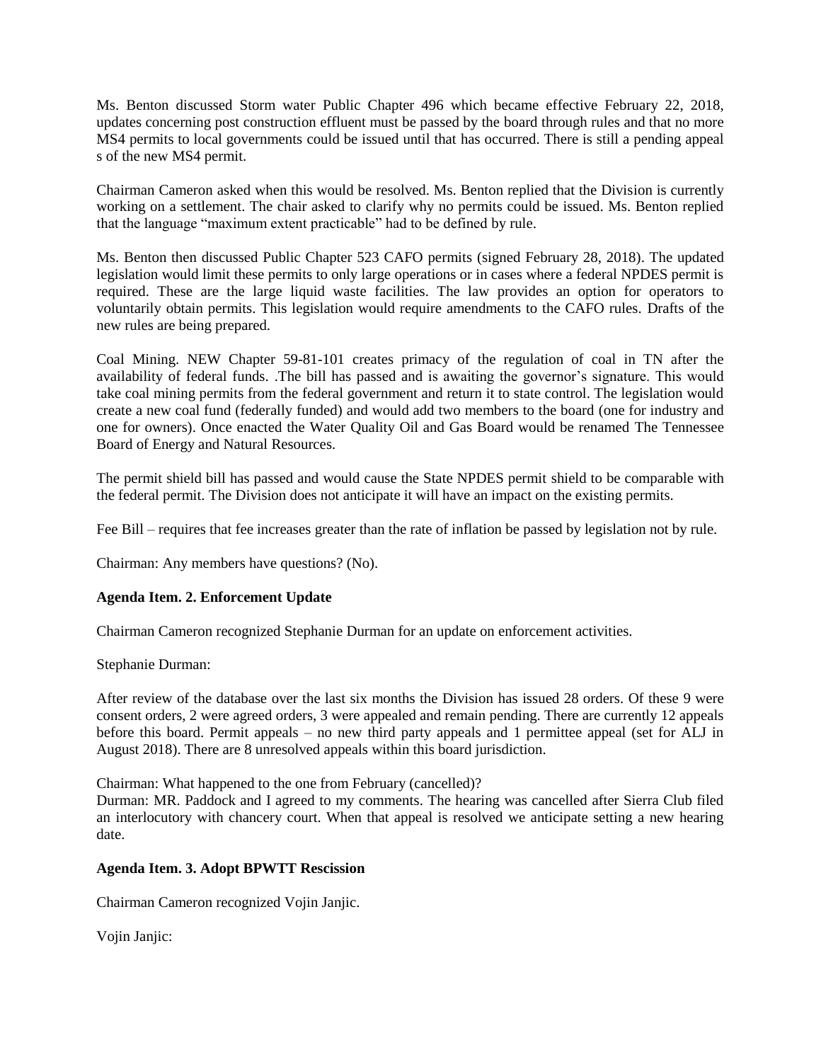Ms. Benton discussed Storm water Public Chapter 496 which became effective February 22, 2018, updates concerning post construction effluent must be passed by the board through rules and that no more MS4 permits to local governments could be issued until that has occurred. There is still a pending appeal s of the new MS4 permit.

Chairman Cameron asked when this would be resolved. Ms. Benton replied that the Division is currently working on a settlement. The chair asked to clarify why no permits could be issued. Ms. Benton replied that the language "maximum extent practicable" had to be defined by rule.

Ms. Benton then discussed Public Chapter 523 CAFO permits (signed February 28, 2018). The updated legislation would limit these permits to only large operations or in cases where a federal NPDES permit is required. These are the large liquid waste facilities. The law provides an option for operators to voluntarily obtain permits. This legislation would require amendments to the CAFO rules. Drafts of the new rules are being prepared.

Coal Mining. NEW Chapter 59-81-101 creates primacy of the regulation of coal in TN after the availability of federal funds. .The bill has passed and is awaiting the governor's signature. This would take coal mining permits from the federal government and return it to state control. The legislation would create a new coal fund (federally funded) and would add two members to the board (one for industry and one for owners). Once enacted the Water Quality Oil and Gas Board would be renamed The Tennessee Board of Energy and Natural Resources.

The permit shield bill has passed and would cause the State NPDES permit shield to be comparable with the federal permit. The Division does not anticipate it will have an impact on the existing permits.

Fee Bill – requires that fee increases greater than the rate of inflation be passed by legislation not by rule.

Chairman: Any members have questions? (No).

**Agenda Item. 2. Enforcement Update**

Chairman Cameron recognized Stephanie Durman for an update on enforcement activities.

Stephanie Durman:

After review of the database over the last six months the Division has issued 28 orders. Of these 9 were consent orders, 2 were agreed orders, 3 were appealed and remain pending. There are currently 12 appeals before this board. Permit appeals – no new third party appeals and 1 permittee appeal (set for ALJ in August 2018). There are 8 unresolved appeals within this board jurisdiction.

Chairman: What happened to the one from February (cancelled)?
Durman: MR. Paddock and I agreed to my comments. The hearing was cancelled after Sierra Club filed an interlocutory with chancery court. When that appeal is resolved we anticipate setting a new hearing date.

**Agenda Item. 3. Adopt BPWTT Rescission**

Chairman Cameron recognized Vojin Janjic.

Vojin Janjic: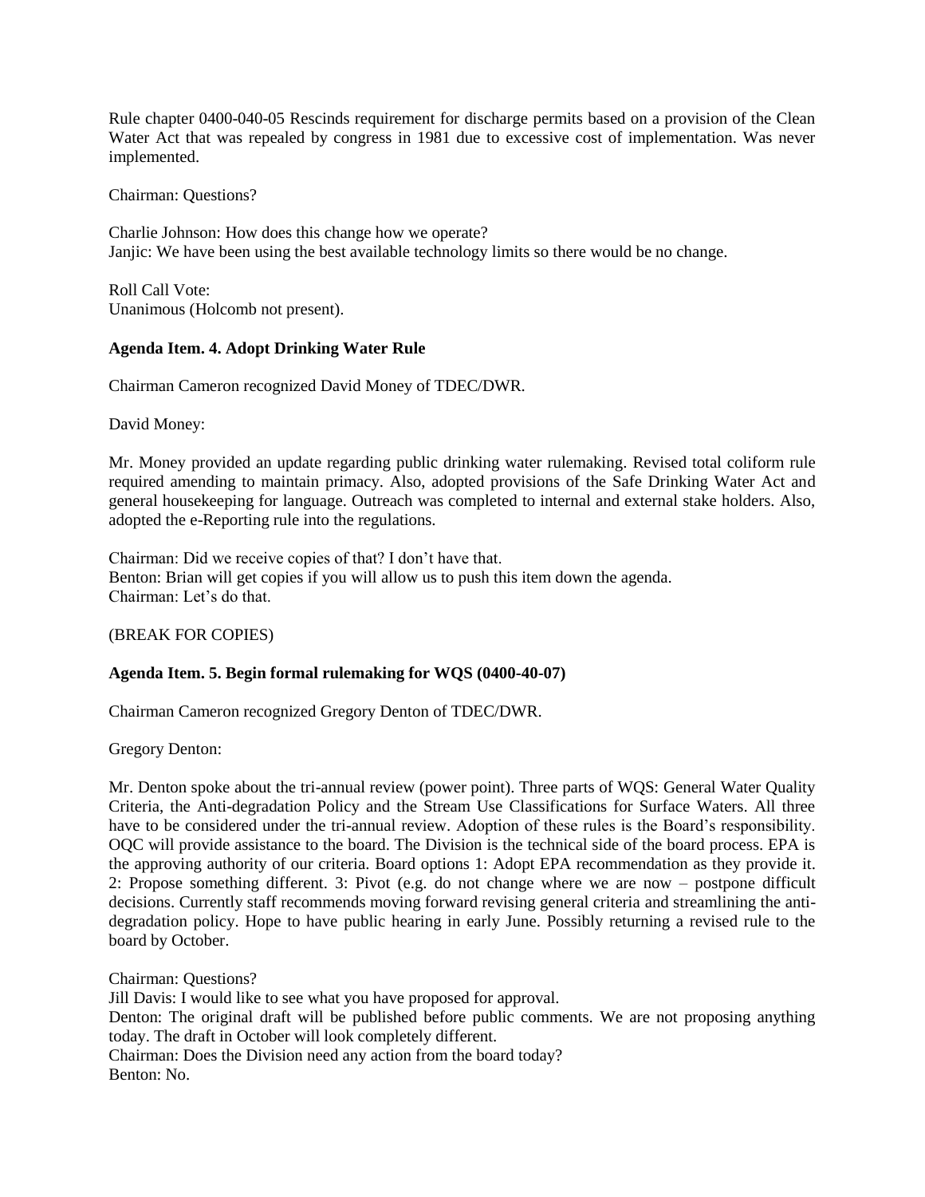Rule chapter 0400-040-05 Rescinds requirement for discharge permits based on a provision of the Clean Water Act that was repealed by congress in 1981 due to excessive cost of implementation. Was never implemented.

Chairman: Questions?

Charlie Johnson: How does this change how we operate?
Janjic: We have been using the best available technology limits so there would be no change.

Roll Call Vote:
Unanimous (Holcomb not present).

**Agenda Item. 4. Adopt Drinking Water Rule**

Chairman Cameron recognized David Money of TDEC/DWR.

David Money:

Mr. Money provided an update regarding public drinking water rulemaking. Revised total coliform rule required amending to maintain primacy. Also, adopted provisions of the Safe Drinking Water Act and general housekeeping for language. Outreach was completed to internal and external stake holders. Also, adopted the e-Reporting rule into the regulations.

Chairman: Did we receive copies of that? I don't have that.
Benton: Brian will get copies if you will allow us to push this item down the agenda.
Chairman: Let's do that.

(BREAK FOR COPIES)

**Agenda Item. 5. Begin formal rulemaking for WQS (0400-40-07)**

Chairman Cameron recognized Gregory Denton of TDEC/DWR.

Gregory Denton:

Mr. Denton spoke about the tri-annual review (power point). Three parts of WQS: General Water Quality Criteria, the Anti-degradation Policy and the Stream Use Classifications for Surface Waters. All three have to be considered under the tri-annual review. Adoption of these rules is the Board's responsibility. OQC will provide assistance to the board. The Division is the technical side of the board process. EPA is the approving authority of our criteria. Board options 1: Adopt EPA recommendation as they provide it. 2: Propose something different. 3: Pivot (e.g. do not change where we are now – postpone difficult decisions. Currently staff recommends moving forward revising general criteria and streamlining the anti-degradation policy. Hope to have public hearing in early June. Possibly returning a revised rule to the board by October.

Chairman: Questions?
Jill Davis: I would like to see what you have proposed for approval.
Denton: The original draft will be published before public comments. We are not proposing anything today. The draft in October will look completely different.
Chairman: Does the Division need any action from the board today?
Benton: No.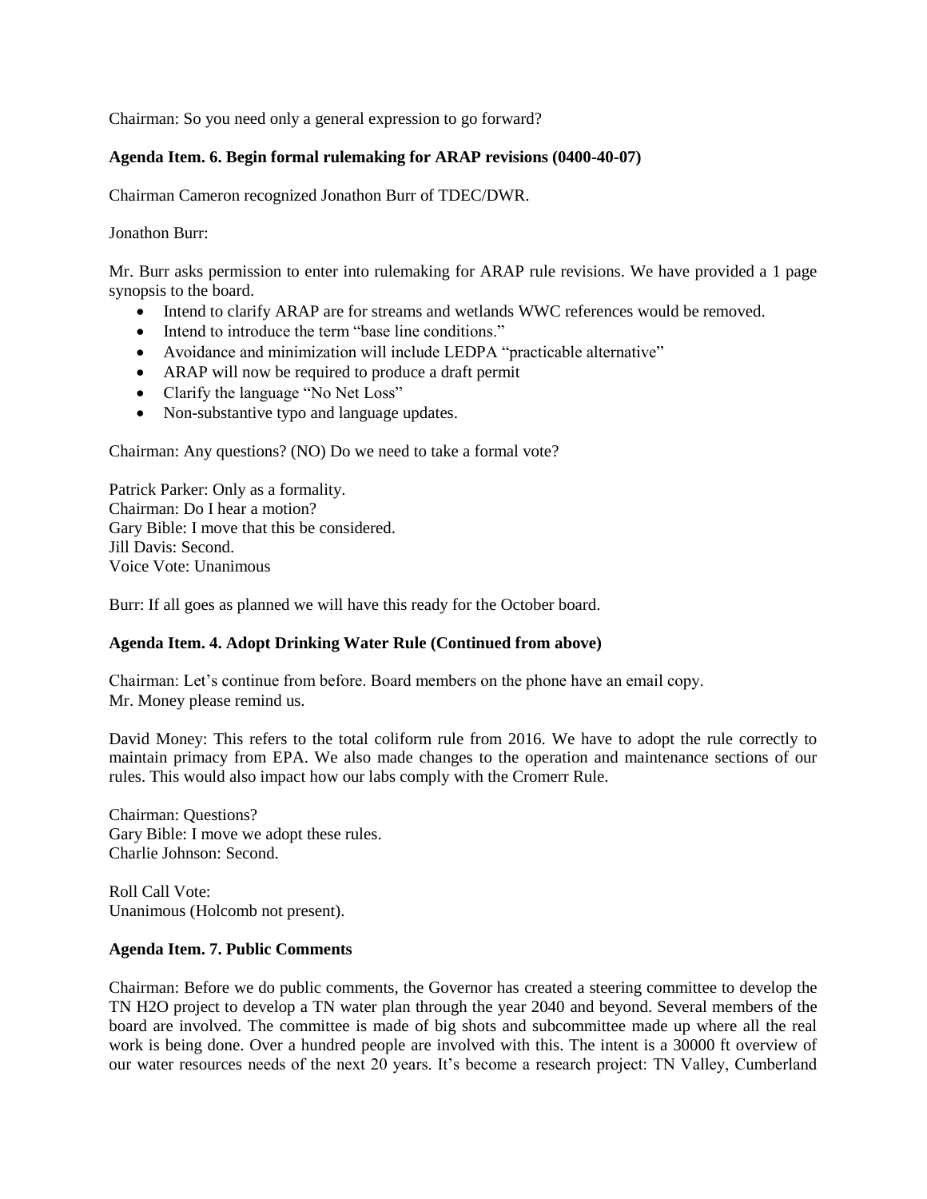Chairman: So you need only a general expression to go forward?

**Agenda Item. 6. Begin formal rulemaking for ARAP revisions (0400-40-07)**

Chairman Cameron recognized Jonathon Burr of TDEC/DWR.

Jonathon Burr:

Mr. Burr asks permission to enter into rulemaking for ARAP rule revisions. We have provided a 1 page synopsis to the board.

- Intend to clarify ARAP are for streams and wetlands WWC references would be removed.
- Intend to introduce the term "base line conditions."
- Avoidance and minimization will include LEDPA "practicable alternative"
- ARAP will now be required to produce a draft permit
- Clarify the language "No Net Loss"
- Non-substantive typo and language updates.

Chairman: Any questions? (NO) Do we need to take a formal vote?

Patrick Parker: Only as a formality.
Chairman: Do I hear a motion?
Gary Bible: I move that this be considered.
Jill Davis: Second.
Voice Vote: Unanimous

Burr: If all goes as planned we will have this ready for the October board.

**Agenda Item. 4. Adopt Drinking Water Rule (Continued from above)**

Chairman: Let's continue from before. Board members on the phone have an email copy.
Mr. Money please remind us.

David Money: This refers to the total coliform rule from 2016. We have to adopt the rule correctly to maintain primacy from EPA. We also made changes to the operation and maintenance sections of our rules. This would also impact how our labs comply with the Cromerr Rule.

Chairman: Questions?
Gary Bible: I move we adopt these rules.
Charlie Johnson: Second.

Roll Call Vote:
Unanimous (Holcomb not present).

**Agenda Item. 7. Public Comments**

Chairman: Before we do public comments, the Governor has created a steering committee to develop the TN H2O project to develop a TN water plan through the year 2040 and beyond. Several members of the board are involved. The committee is made of big shots and subcommittee made up where all the real work is being done. Over a hundred people are involved with this. The intent is a 30000 ft overview of our water resources needs of the next 20 years. It's become a research project: TN Valley, Cumberland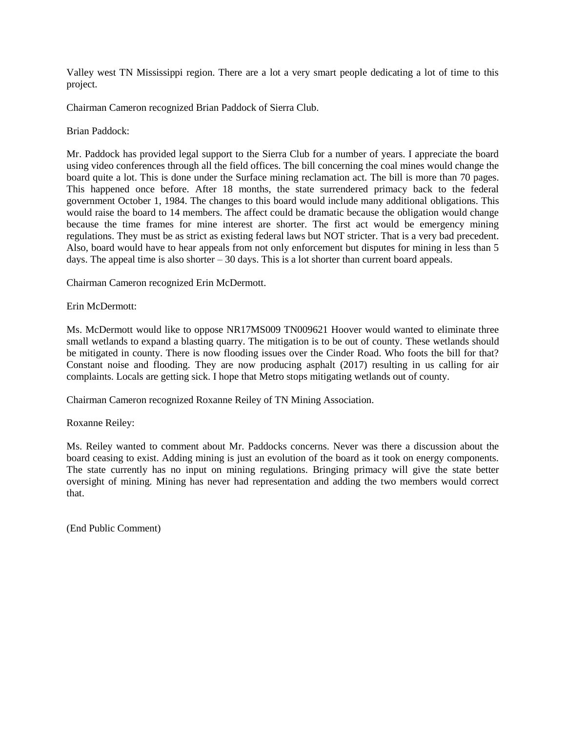Valley west TN Mississippi region. There are a lot a very smart people dedicating a lot of time to this project.

Chairman Cameron recognized Brian Paddock of Sierra Club.

Brian Paddock:

Mr. Paddock has provided legal support to the Sierra Club for a number of years. I appreciate the board using video conferences through all the field offices. The bill concerning the coal mines would change the board quite a lot. This is done under the Surface mining reclamation act. The bill is more than 70 pages. This happened once before. After 18 months, the state surrendered primacy back to the federal government October 1, 1984. The changes to this board would include many additional obligations. This would raise the board to 14 members. The affect could be dramatic because the obligation would change because the time frames for mine interest are shorter. The first act would be emergency mining regulations. They must be as strict as existing federal laws but NOT stricter. That is a very bad precedent. Also, board would have to hear appeals from not only enforcement but disputes for mining in less than 5 days. The appeal time is also shorter – 30 days. This is a lot shorter than current board appeals.

Chairman Cameron recognized Erin McDermott.

Erin McDermott:

Ms. McDermott would like to oppose NR17MS009 TN009621 Hoover would wanted to eliminate three small wetlands to expand a blasting quarry. The mitigation is to be out of county. These wetlands should be mitigated in county. There is now flooding issues over the Cinder Road. Who foots the bill for that? Constant noise and flooding. They are now producing asphalt (2017) resulting in us calling for air complaints. Locals are getting sick. I hope that Metro stops mitigating wetlands out of county.

Chairman Cameron recognized Roxanne Reiley of TN Mining Association.

Roxanne Reiley:

Ms. Reiley wanted to comment about Mr. Paddocks concerns. Never was there a discussion about the board ceasing to exist. Adding mining is just an evolution of the board as it took on energy components. The state currently has no input on mining regulations. Bringing primacy will give the state better oversight of mining. Mining has never had representation and adding the two members would correct that.

(End Public Comment)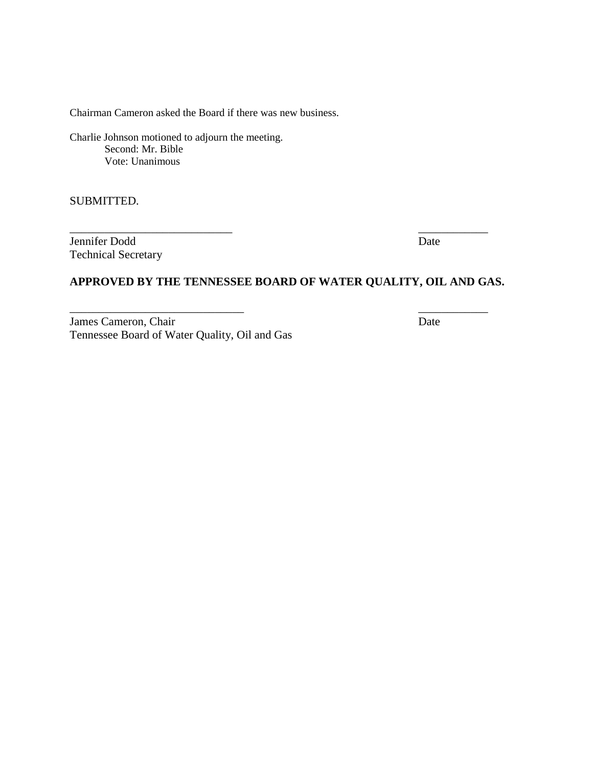Chairman Cameron asked the Board if there was new business.

Charlie Johnson motioned to adjourn the meeting.
Second: Mr. Bible
Vote: Unanimous

SUBMITTED.

_____________________________ ____________
Jennifer Dodd Date
Technical Secretary

**APPROVED BY THE TENNESSEE BOARD OF WATER QUALITY, OIL AND GAS.**

_______________________________ ____________
James Cameron, Chair Date
Tennessee Board of Water Quality, Oil and Gas